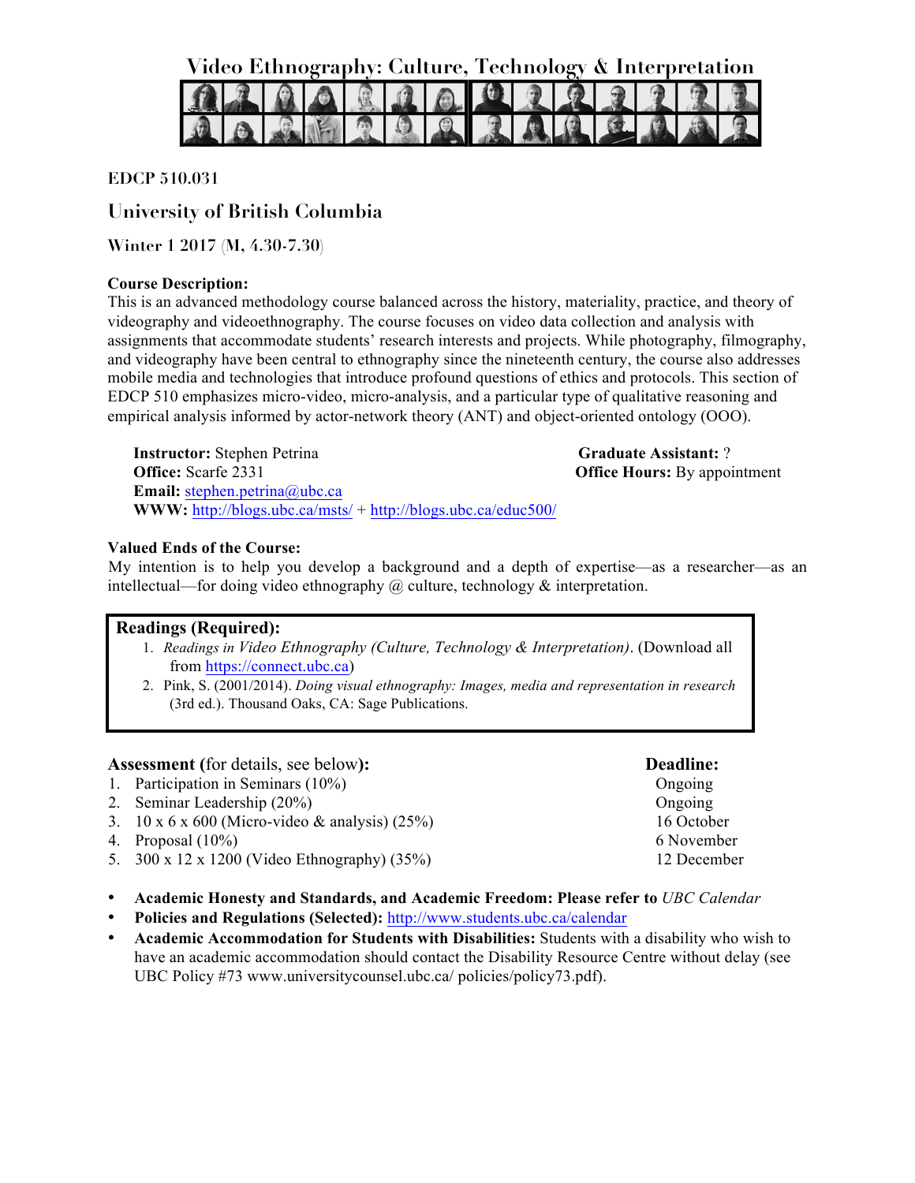# Video Ethnography: Culture, Technology & Interpretation

**EDCP 510.031**

## University of British Columbia

**Winter 1 2017 (M, 4.30-7.30)**

**Course Description:**
This is an advanced methodology course balanced across the history, materiality, practice, and theory of videography and videoethnography. The course focuses on video data collection and analysis with assignments that accommodate students' research interests and projects. While photography, filmography, and videography have been central to ethnography since the nineteenth century, the course also addresses mobile media and technologies that introduce profound questions of ethics and protocols. This section of EDCP 510 emphasizes micro-video, micro-analysis, and a particular type of qualitative reasoning and empirical analysis informed by actor-network theory (ANT) and object-oriented ontology (OOO).

**Instructor:** Stephen Petrina
**Office:** Scarfe 2331
**Email:** stephen.petrina@ubc.ca
**WWW:** http://blogs.ubc.ca/msts/ + http://blogs.ubc.ca/educ500/

**Graduate Assistant:** ?
**Office Hours:** By appointment

**Valued Ends of the Course:**
My intention is to help you develop a background and a depth of expertise—as a researcher—as an intellectual—for doing video ethnography @ culture, technology & interpretation.

**Readings (Required):**

1. *Readings in Video Ethnography (Culture, Technology & Interpretation)*. (Download all from https://connect.ubc.ca)
2. Pink, S. (2001/2014). *Doing visual ethnography: Images, media and representation in research* (3rd ed.). Thousand Oaks, CA: Sage Publications.

| **Assessment** (for details, see below): | **Deadline:** |
|---|---|
| 1. Participation in Seminars (10%) | Ongoing |
| 2. Seminar Leadership (20%) | Ongoing |
| 3. 10 x 6 x 600 (Micro-video & analysis) (25%) | 16 October |
| 4. Proposal (10%) | 6 November |
| 5. 300 x 12 x 1200 (Video Ethnography) (35%) | 12 December |

- **Academic Honesty and Standards, and Academic Freedom: Please refer to** *UBC Calendar*
- **Policies and Regulations (Selected):** http://www.students.ubc.ca/calendar
- **Academic Accommodation for Students with Disabilities:** Students with a disability who wish to have an academic accommodation should contact the Disability Resource Centre without delay (see UBC Policy #73 www.universitycounsel.ubc.ca/ policies/policy73.pdf).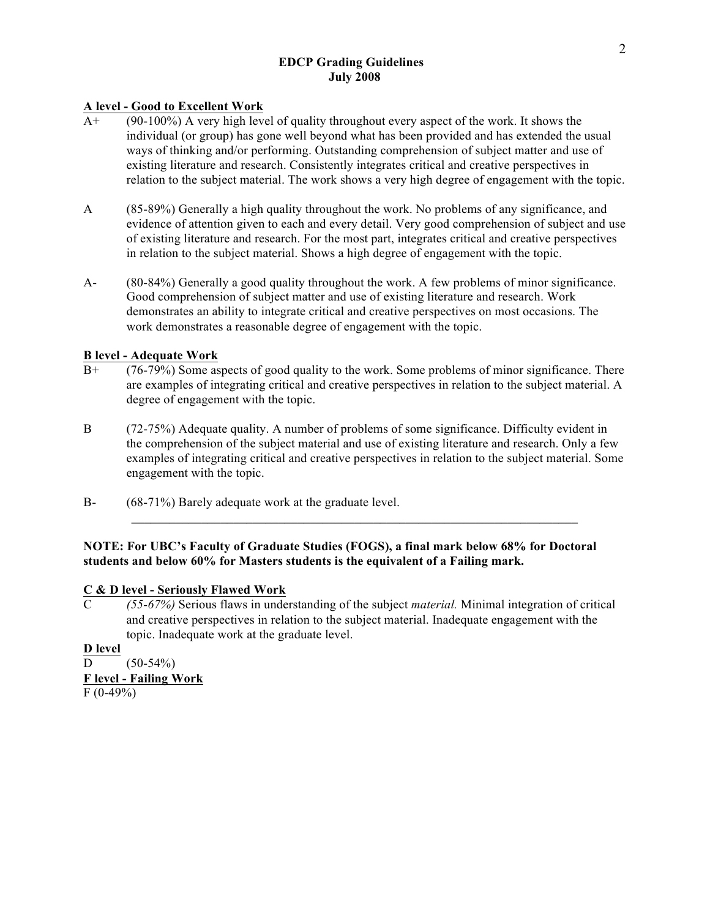# EDCP Grading Guidelines
## July 2008

**A level - Good to Excellent Work**

A+ (90-100%) A very high level of quality throughout every aspect of the work. It shows the individual (or group) has gone well beyond what has been provided and has extended the usual ways of thinking and/or performing. Outstanding comprehension of subject matter and use of existing literature and research. Consistently integrates critical and creative perspectives in relation to the subject material. The work shows a very high degree of engagement with the topic.

A (85-89%) Generally a high quality throughout the work. No problems of any significance, and evidence of attention given to each and every detail. Very good comprehension of subject and use of existing literature and research. For the most part, integrates critical and creative perspectives in relation to the subject material. Shows a high degree of engagement with the topic.

A- (80-84%) Generally a good quality throughout the work. A few problems of minor significance. Good comprehension of subject matter and use of existing literature and research. Work demonstrates an ability to integrate critical and creative perspectives on most occasions. The work demonstrates a reasonable degree of engagement with the topic.

**B level - Adequate Work**

B+ (76-79%) Some aspects of good quality to the work. Some problems of minor significance. There are examples of integrating critical and creative perspectives in relation to the subject material. A degree of engagement with the topic.

B (72-75%) Adequate quality. A number of problems of some significance. Difficulty evident in the comprehension of the subject material and use of existing literature and research. Only a few examples of integrating critical and creative perspectives in relation to the subject material. Some engagement with the topic.

B- (68-71%) Barely adequate work at the graduate level.

---

**NOTE: For UBC's Faculty of Graduate Studies (FOGS), a final mark below 68% for Doctoral students and below 60% for Masters students is the equivalent of a Failing mark.**

**C & D level - Seriously Flawed Work**

C *(55-67%)* Serious flaws in understanding of the subject *material.* Minimal integration of critical and creative perspectives in relation to the subject material. Inadequate engagement with the topic. Inadequate work at the graduate level.

**D level**

D (50-54%)

**F level - Failing Work**

F (0-49%)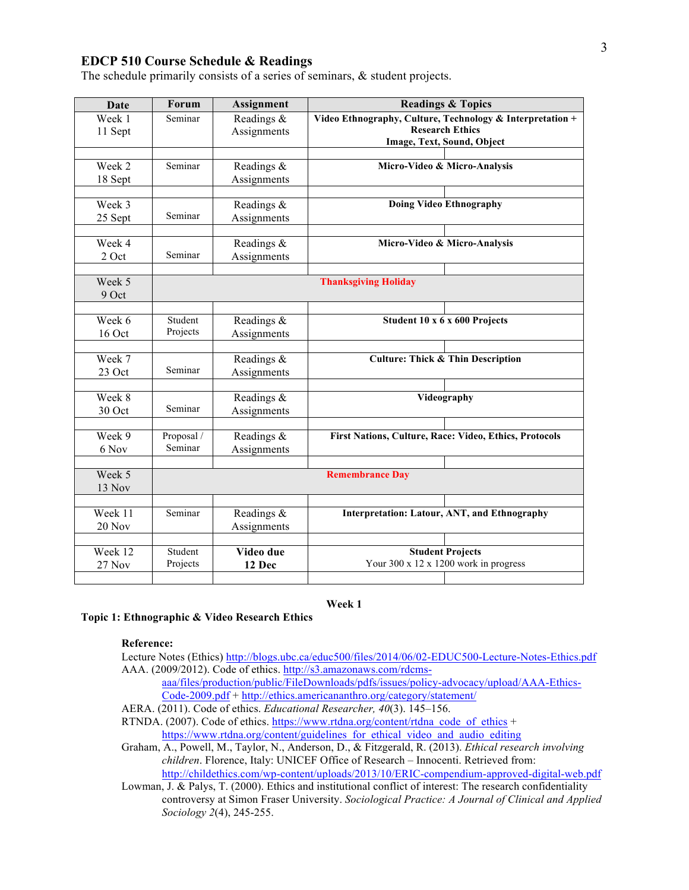## EDCP 510 Course Schedule & Readings

The schedule primarily consists of a series of seminars, & student projects.

| Date | Forum | Assignment | Readings & Topics |
|---|---|---|---|
| Week 1 11 Sept | Seminar | Readings & Assignments | **Video Ethnography, Culture, Technology & Interpretation + Research Ethics Image, Text, Sound, Object** |
| Week 2 18 Sept | Seminar | Readings & Assignments | **Micro-Video & Micro-Analysis** |
| Week 3 25 Sept | Seminar | Readings & Assignments | **Doing Video Ethnography** |
| Week 4 2 Oct | Seminar | Readings & Assignments | **Micro-Video & Micro-Analysis** |
| Week 5 9 Oct | **Thanksgiving Holiday** | | |
| Week 6 16 Oct | Student Projects | Readings & Assignments | **Student 10 x 6 x 600 Projects** |
| Week 7 23 Oct | Seminar | Readings & Assignments | **Culture: Thick & Thin Description** |
| Week 8 30 Oct | Seminar | Readings & Assignments | **Videography** |
| Week 9 6 Nov | Proposal / Seminar | Readings & Assignments | **First Nations, Culture, Race: Video, Ethics, Protocols** |
| Week 5 13 Nov | **Remembrance Day** | | |
| Week 11 20 Nov | Seminar | Readings & Assignments | **Interpretation: Latour, ANT, and Ethnography** |
| Week 12 27 Nov | Student Projects | **Video due 12 Dec** | **Student Projects** Your 300 x 12 x 1200 work in progress |

### Week 1

### Topic 1: Ethnographic & Video Research Ethics

**Reference:**

Lecture Notes (Ethics) http://blogs.ubc.ca/educ500/files/2014/06/02-EDUC500-Lecture-Notes-Ethics.pdf

AAA. (2009/2012). Code of ethics. http://s3.amazonaws.com/rdcms-aaa/files/production/public/FileDownloads/pdfs/issues/policy-advocacy/upload/AAA-Ethics-Code-2009.pdf + http://ethics.americananthro.org/category/statement/

AERA. (2011). Code of ethics. *Educational Researcher, 40*(3). 145–156.

RTNDA. (2007). Code of ethics. https://www.rtdna.org/content/rtdna_code_of_ethics + https://www.rtdna.org/content/guidelines_for_ethical_video_and_audio_editing

Graham, A., Powell, M., Taylor, N., Anderson, D., & Fitzgerald, R. (2013). *Ethical research involving children*. Florence, Italy: UNICEF Office of Research – Innocenti. Retrieved from: http://childethics.com/wp-content/uploads/2013/10/ERIC-compendium-approved-digital-web.pdf

Lowman, J. & Palys, T. (2000). Ethics and institutional conflict of interest: The research confidentiality controversy at Simon Fraser University. *Sociological Practice: A Journal of Clinical and Applied Sociology 2*(4), 245-255.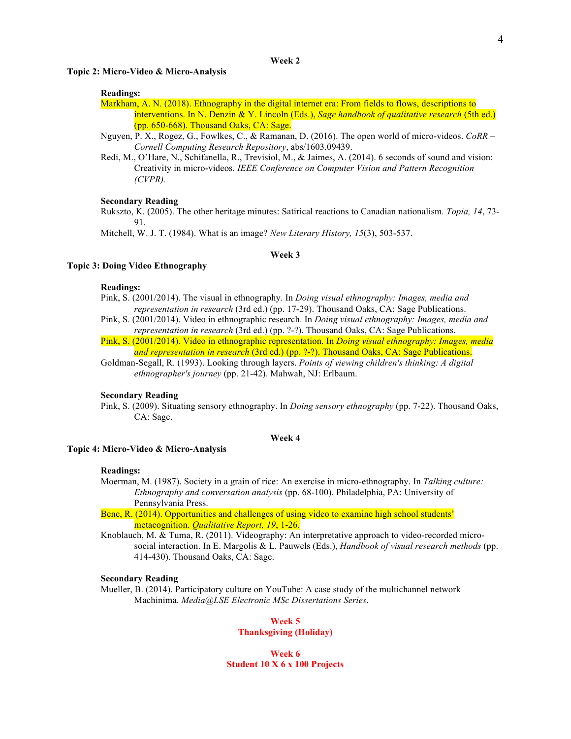**Week 2**

**Topic 2: Micro-Video & Micro-Analysis**

**Readings:**

Markham, A. N. (2018). Ethnography in the digital internet era: From fields to flows, descriptions to interventions. In N. Denzin & Y. Lincoln (Eds.), *Sage handbook of qualitative research* (5th ed.) (pp. 650-668). Thousand Oaks, CA: Sage.

Nguyen, P. X., Rogez, G., Fowlkes, C., & Ramanan, D. (2016). The open world of micro-videos. *CoRR – Cornell Computing Research Repository*, abs/1603.09439.

Redi, M., O'Hare, N., Schifanella, R., Trevisiol, M., & Jaimes, A. (2014). 6 seconds of sound and vision: Creativity in micro-videos. *IEEE Conference on Computer Vision and Pattern Recognition (CVPR).*

**Secondary Reading**

Rukszto, K. (2005). The other heritage minutes: Satirical reactions to Canadian nationalism. *Topia, 14*, 73-91.

Mitchell, W. J. T. (1984). What is an image? *New Literary History, 15*(3), 503-537.

**Week 3**

**Topic 3: Doing Video Ethnography**

**Readings:**

Pink, S. (2001/2014). The visual in ethnography. In *Doing visual ethnography: Images, media and representation in research* (3rd ed.) (pp. 17-29). Thousand Oaks, CA: Sage Publications.

Pink, S. (2001/2014). Video in ethnographic research. In *Doing visual ethnography: Images, media and representation in research* (3rd ed.) (pp. ?-?). Thousand Oaks, CA: Sage Publications.

Pink, S. (2001/2014). Video in ethnographic representation. In *Doing visual ethnography: Images, media and representation in research* (3rd ed.) (pp. ?-?). Thousand Oaks, CA: Sage Publications.

Goldman-Segall, R. (1993). Looking through layers. *Points of viewing children's thinking: A digital ethnographer's journey* (pp. 21-42). Mahwah, NJ: Erlbaum.

**Secondary Reading**

Pink, S. (2009). Situating sensory ethnography. In *Doing sensory ethnography* (pp. 7-22). Thousand Oaks, CA: Sage.

**Week 4**

**Topic 4: Micro-Video & Micro-Analysis**

**Readings:**

Moerman, M. (1987). Society in a grain of rice: An exercise in micro-ethnography. In *Talking culture: Ethnography and conversation analysis* (pp. 68-100). Philadelphia, PA: University of Pennsylvania Press.

Bene, R. (2014). Opportunities and challenges of using video to examine high school students' metacognition. *Qualitative Report, 19*, 1-26.

Knoblauch, M. & Tuma, R. (2011). Videography: An interpretative approach to video-recorded micro-social interaction. In E. Margolis & L. Pauwels (Eds.), *Handbook of visual research methods* (pp. 414-430). Thousand Oaks, CA: Sage.

**Secondary Reading**

Mueller, B. (2014). Participatory culture on YouTube: A case study of the multichannel network Machinima. *Media@LSE Electronic MSc Dissertations Series*.

**Week 5**
**Thanksgiving (Holiday)**

**Week 6**
**Student 10 X 6 x 100 Projects**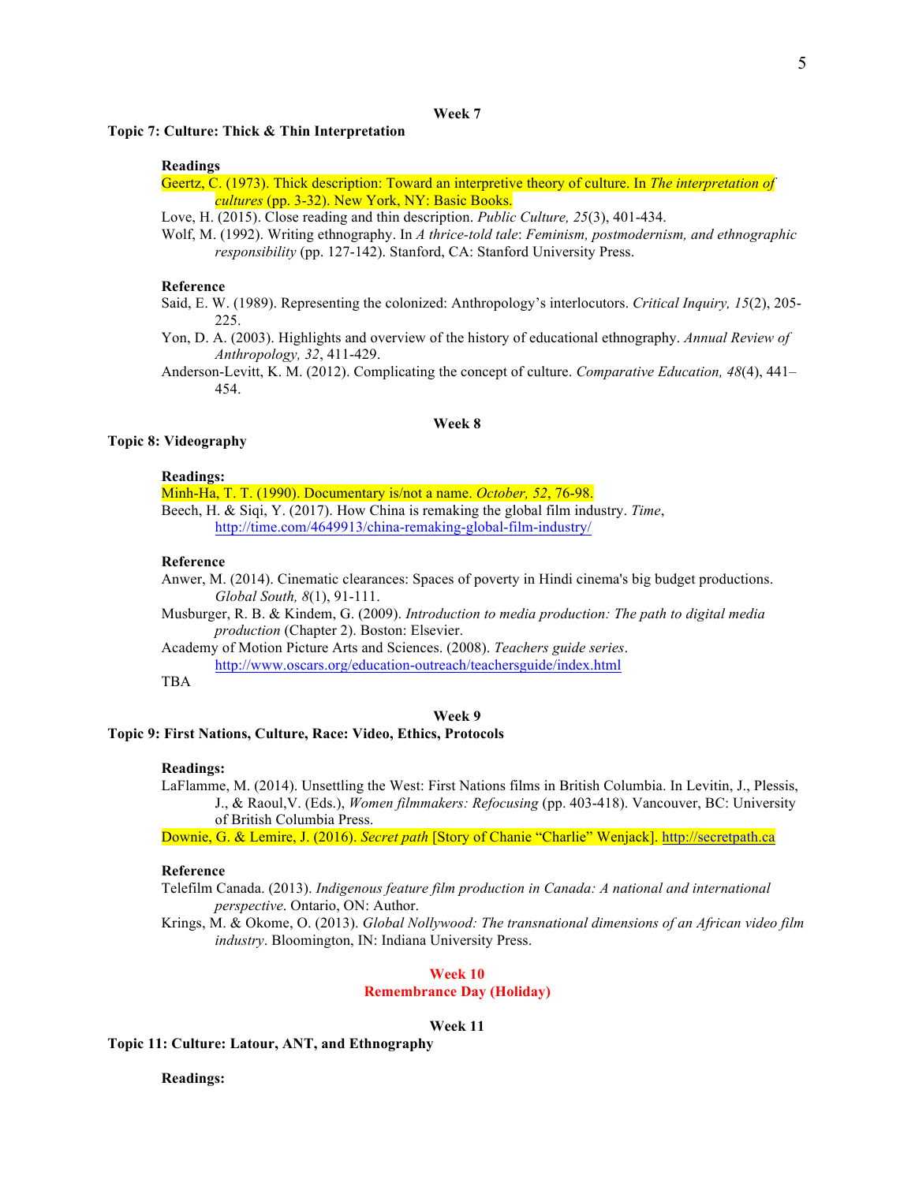### Week 7

## Topic 7: Culture: Thick & Thin Interpretation

**Readings**

Geertz, C. (1973). Thick description: Toward an interpretive theory of culture. In *The interpretation of cultures* (pp. 3-32). New York, NY: Basic Books.

Love, H. (2015). Close reading and thin description. *Public Culture, 25*(3), 401-434.

Wolf, M. (1992). Writing ethnography. In *A thrice-told tale*: *Feminism, postmodernism, and ethnographic responsibility* (pp. 127-142). Stanford, CA: Stanford University Press.

**Reference**

Said, E. W. (1989). Representing the colonized: Anthropology's interlocutors. *Critical Inquiry, 15*(2), 205-225.

Yon, D. A. (2003). Highlights and overview of the history of educational ethnography. *Annual Review of Anthropology, 32*, 411-429.

Anderson-Levitt, K. M. (2012). Complicating the concept of culture. *Comparative Education, 48*(4), 441–454.

### Week 8

## Topic 8: Videography

**Readings:**

Minh-Ha, T. T. (1990). Documentary is/not a name. *October, 52*, 76-98.

Beech, H. & Siqi, Y. (2017). How China is remaking the global film industry. *Time*, http://time.com/4649913/china-remaking-global-film-industry/

**Reference**

Anwer, M. (2014). Cinematic clearances: Spaces of poverty in Hindi cinema's big budget productions. *Global South, 8*(1), 91-111.

Musburger, R. B. & Kindem, G. (2009). *Introduction to media production: The path to digital media production* (Chapter 2). Boston: Elsevier.

Academy of Motion Picture Arts and Sciences. (2008). *Teachers guide series*. http://www.oscars.org/education-outreach/teachersguide/index.html

TBA

### Week 9

## Topic 9: First Nations, Culture, Race: Video, Ethics, Protocols

**Readings:**

LaFlamme, M. (2014). Unsettling the West: First Nations films in British Columbia. In Levitin, J., Plessis, J., & Raoul,V. (Eds.), *Women filmmakers: Refocusing* (pp. 403-418). Vancouver, BC: University of British Columbia Press.

Downie, G. & Lemire, J. (2016). *Secret path* [Story of Chanie "Charlie" Wenjack]. http://secretpath.ca

**Reference**

Telefilm Canada. (2013). *Indigenous feature film production in Canada: A national and international perspective*. Ontario, ON: Author.

Krings, M. & Okome, O. (2013). *Global Nollywood: The transnational dimensions of an African video film industry*. Bloomington, IN: Indiana University Press.

### Week 10

### Remembrance Day (Holiday)

### Week 11

## Topic 11: Culture: Latour, ANT, and Ethnography

**Readings:**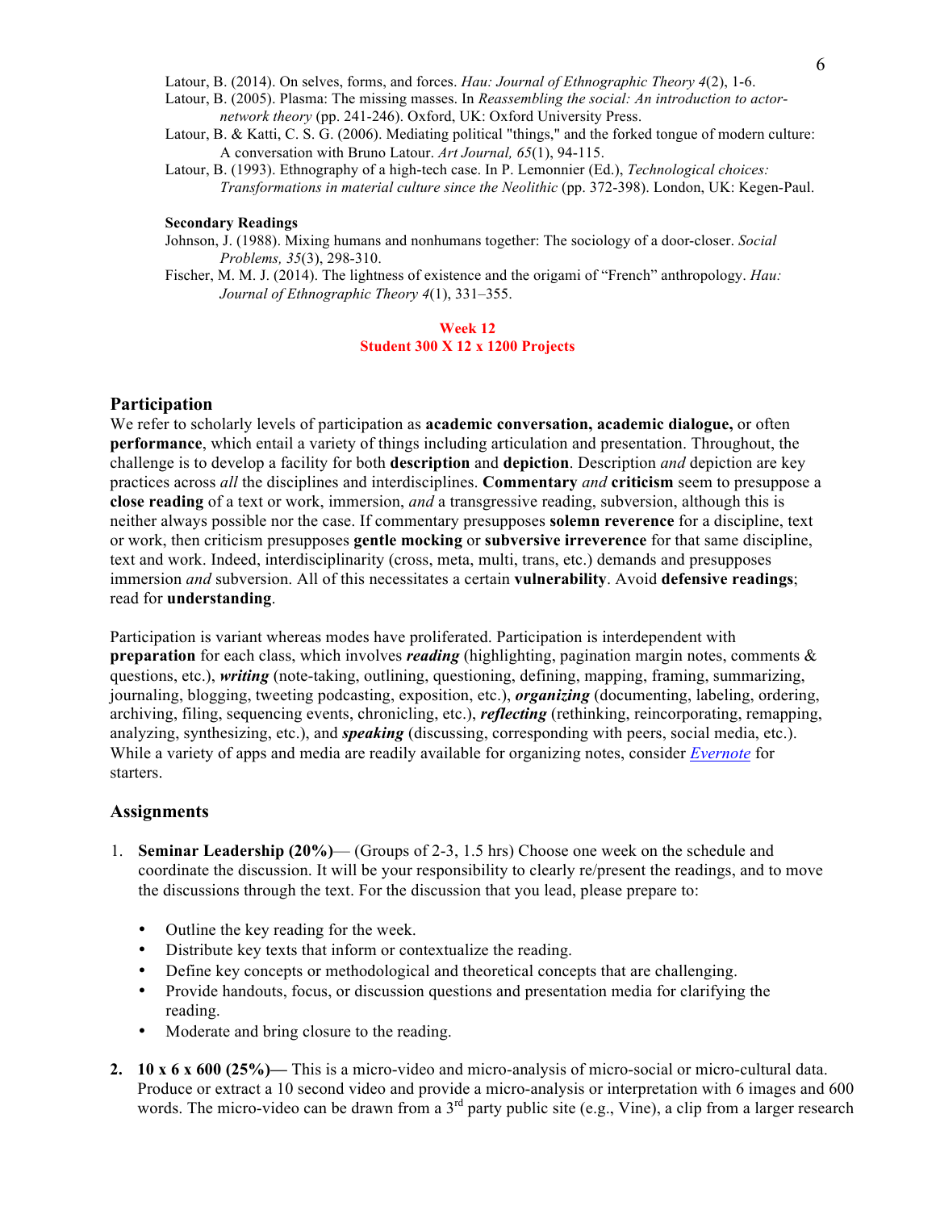Latour, B. (2014). On selves, forms, and forces. *Hau: Journal of Ethnographic Theory 4*(2), 1-6.

Latour, B. (2005). Plasma: The missing masses. In *Reassembling the social: An introduction to actor-network theory* (pp. 241-246). Oxford, UK: Oxford University Press.

Latour, B. & Katti, C. S. G. (2006). Mediating political "things," and the forked tongue of modern culture: A conversation with Bruno Latour. *Art Journal, 65*(1), 94-115.

Latour, B. (1993). Ethnography of a high-tech case. In P. Lemonnier (Ed.), *Technological choices: Transformations in material culture since the Neolithic* (pp. 372-398). London, UK: Kegen-Paul.

**Secondary Readings**

Johnson, J. (1988). Mixing humans and nonhumans together: The sociology of a door-closer. *Social Problems, 35*(3), 298-310.

Fischer, M. M. J. (2014). The lightness of existence and the origami of "French" anthropology. *Hau: Journal of Ethnographic Theory 4*(1), 331–355.

**Week 12**
**Student 300 X 12 x 1200 Projects**

## Participation

We refer to scholarly levels of participation as **academic conversation, academic dialogue,** or often **performance**, which entail a variety of things including articulation and presentation. Throughout, the challenge is to develop a facility for both **description** and **depiction**. Description *and* depiction are key practices across *all* the disciplines and interdisciplines. **Commentary** *and* **criticism** seem to presuppose a **close reading** of a text or work, immersion, *and* a transgressive reading, subversion, although this is neither always possible nor the case. If commentary presupposes **solemn reverence** for a discipline, text or work, then criticism presupposes **gentle mocking** or **subversive irreverence** for that same discipline, text and work. Indeed, interdisciplinarity (cross, meta, multi, trans, etc.) demands and presupposes immersion *and* subversion. All of this necessitates a certain **vulnerability**. Avoid **defensive readings**; read for **understanding**.

Participation is variant whereas modes have proliferated. Participation is interdependent with **preparation** for each class, which involves ***reading*** (highlighting, pagination margin notes, comments & questions, etc.), ***writing*** (note-taking, outlining, questioning, defining, mapping, framing, summarizing, journaling, blogging, tweeting podcasting, exposition, etc.), ***organizing*** (documenting, labeling, ordering, archiving, filing, sequencing events, chronicling, etc.), ***reflecting*** (rethinking, reincorporating, remapping, analyzing, synthesizing, etc.), and ***speaking*** (discussing, corresponding with peers, social media, etc.). While a variety of apps and media are readily available for organizing notes, consider *Evernote* for starters.

## Assignments

1. **Seminar Leadership (20%)**— (Groups of 2-3, 1.5 hrs) Choose one week on the schedule and coordinate the discussion. It will be your responsibility to clearly re/present the readings, and to move the discussions through the text. For the discussion that you lead, please prepare to:

   - Outline the key reading for the week.
   - Distribute key texts that inform or contextualize the reading.
   - Define key concepts or methodological and theoretical concepts that are challenging.
   - Provide handouts, focus, or discussion questions and presentation media for clarifying the reading.
   - Moderate and bring closure to the reading.

2. **10 x 6 x 600 (25%)—** This is a micro-video and micro-analysis of micro-social or micro-cultural data. Produce or extract a 10 second video and provide a micro-analysis or interpretation with 6 images and 600 words. The micro-video can be drawn from a 3rd party public site (e.g., Vine), a clip from a larger research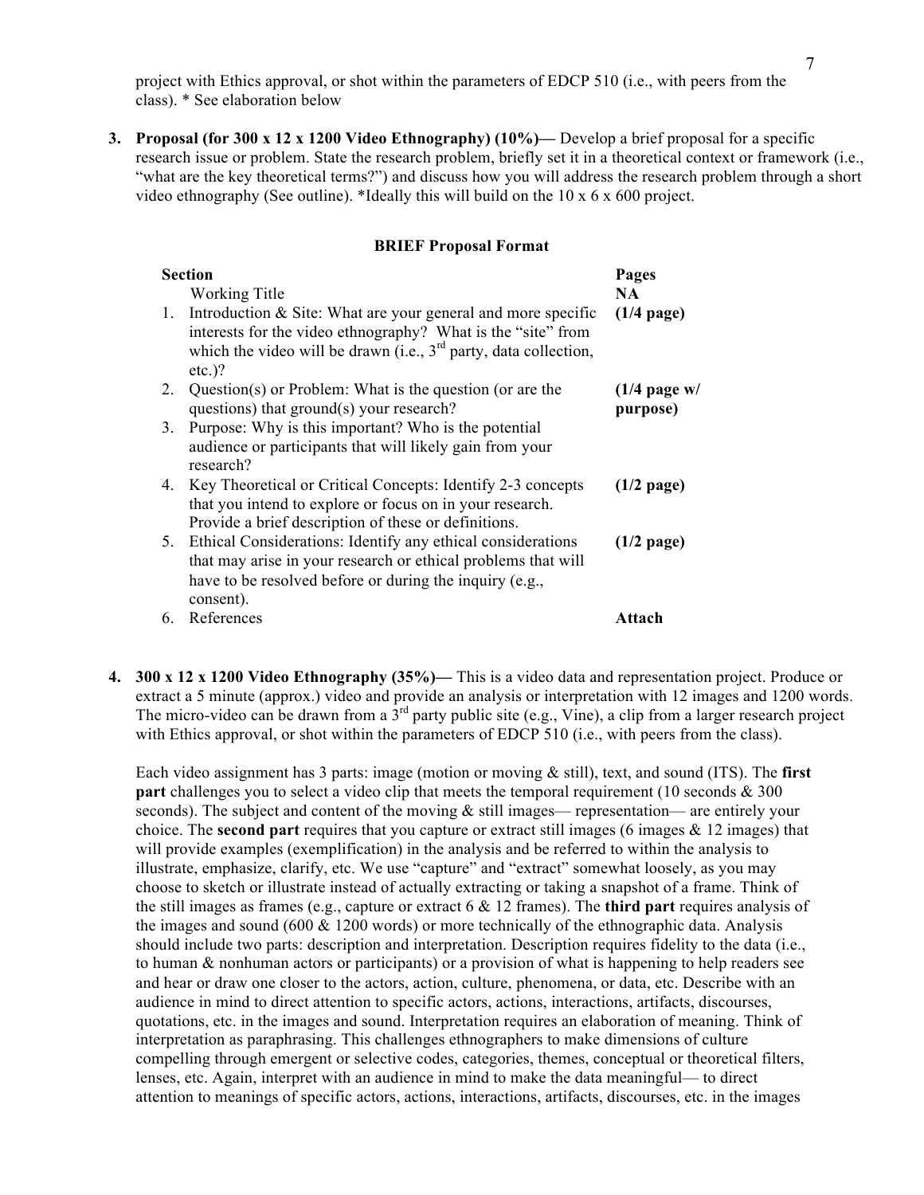project with Ethics approval, or shot within the parameters of EDCP 510 (i.e., with peers from the class). * See elaboration below

3. **Proposal (for 300 x 12 x 1200 Video Ethnography) (10%)—** Develop a brief proposal for a specific research issue or problem. State the research problem, briefly set it in a theoretical context or framework (i.e., "what are the key theoretical terms?") and discuss how you will address the research problem through a short video ethnography (See outline). *Ideally this will build on the 10 x 6 x 600 project.

**BRIEF Proposal Format**

| Section | Pages |
|---|---|
| Working Title | NA |
| 1. Introduction & Site: What are your general and more specific interests for the video ethnography? What is the "site" from which the video will be drawn (i.e., 3rd party, data collection, etc.)? | **(1/4 page)** |
| 2. Question(s) or Problem: What is the question (or are the questions) that ground(s) your research? | **(1/4 page w/ purpose)** |
| 3. Purpose: Why is this important? Who is the potential audience or participants that will likely gain from your research? | |
| 4. Key Theoretical or Critical Concepts: Identify 2-3 concepts that you intend to explore or focus on in your research. Provide a brief description of these or definitions. | **(1/2 page)** |
| 5. Ethical Considerations: Identify any ethical considerations that may arise in your research or ethical problems that will have to be resolved before or during the inquiry (e.g., consent). | **(1/2 page)** |
| 6. References | **Attach** |

4. **300 x 12 x 1200 Video Ethnography (35%)—** This is a video data and representation project. Produce or extract a 5 minute (approx.) video and provide an analysis or interpretation with 12 images and 1200 words. The micro-video can be drawn from a 3rd party public site (e.g., Vine), a clip from a larger research project with Ethics approval, or shot within the parameters of EDCP 510 (i.e., with peers from the class).

   Each video assignment has 3 parts: image (motion or moving & still), text, and sound (ITS). The **first part** challenges you to select a video clip that meets the temporal requirement (10 seconds & 300 seconds). The subject and content of the moving & still images— representation— are entirely your choice. The **second part** requires that you capture or extract still images (6 images & 12 images) that will provide examples (exemplification) in the analysis and be referred to within the analysis to illustrate, emphasize, clarify, etc. We use "capture" and "extract" somewhat loosely, as you may choose to sketch or illustrate instead of actually extracting or taking a snapshot of a frame. Think of the still images as frames (e.g., capture or extract 6 & 12 frames). The **third part** requires analysis of the images and sound (600 & 1200 words) or more technically of the ethnographic data. Analysis should include two parts: description and interpretation. Description requires fidelity to the data (i.e., to human & nonhuman actors or participants) or a provision of what is happening to help readers see and hear or draw one closer to the actors, action, culture, phenomena, or data, etc. Describe with an audience in mind to direct attention to specific actors, actions, interactions, artifacts, discourses, quotations, etc. in the images and sound. Interpretation requires an elaboration of meaning. Think of interpretation as paraphrasing. This challenges ethnographers to make dimensions of culture compelling through emergent or selective codes, categories, themes, conceptual or theoretical filters, lenses, etc. Again, interpret with an audience in mind to make the data meaningful— to direct attention to meanings of specific actors, actions, interactions, artifacts, discourses, etc. in the images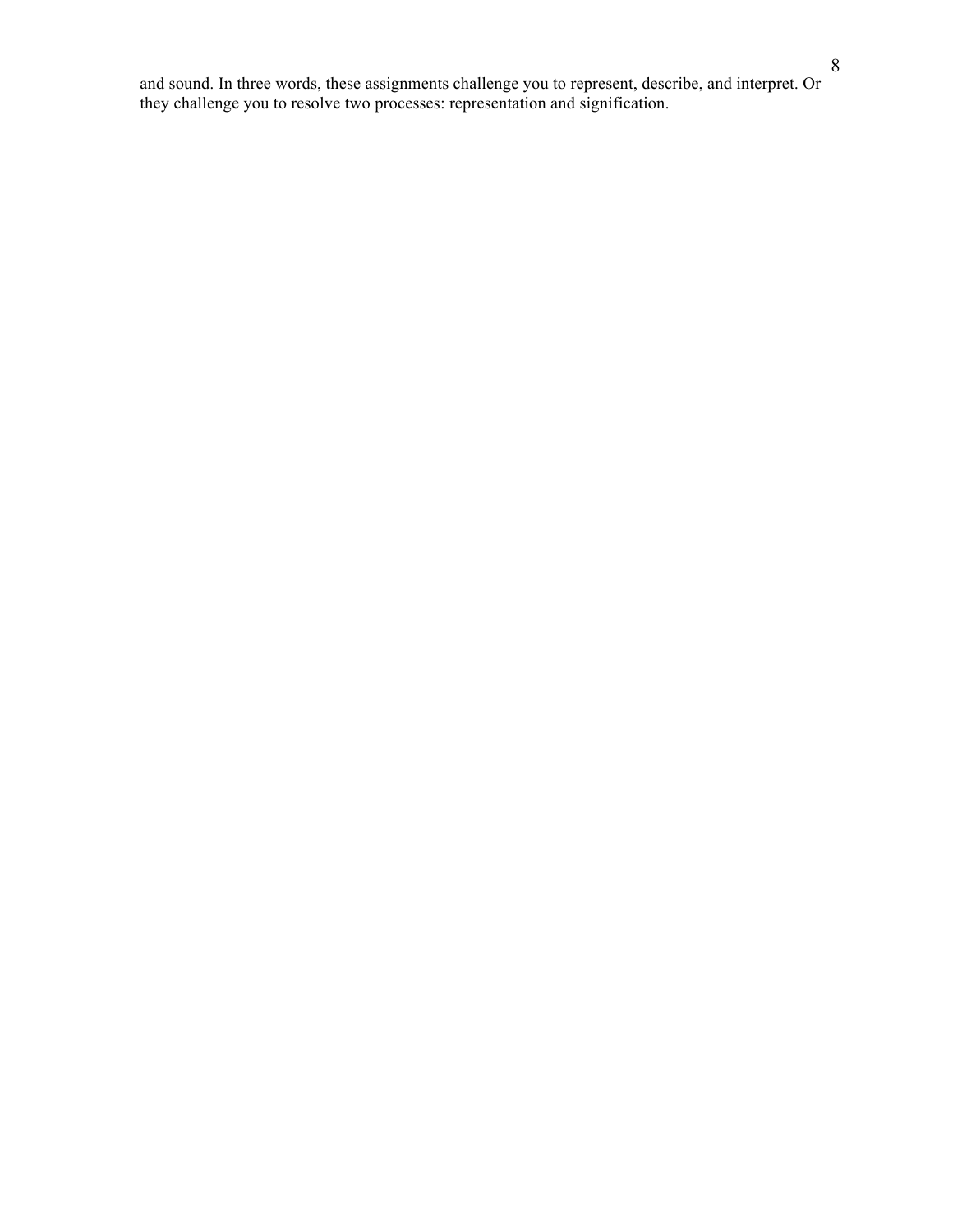and sound. In three words, these assignments challenge you to represent, describe, and interpret. Or they challenge you to resolve two processes: representation and signification.